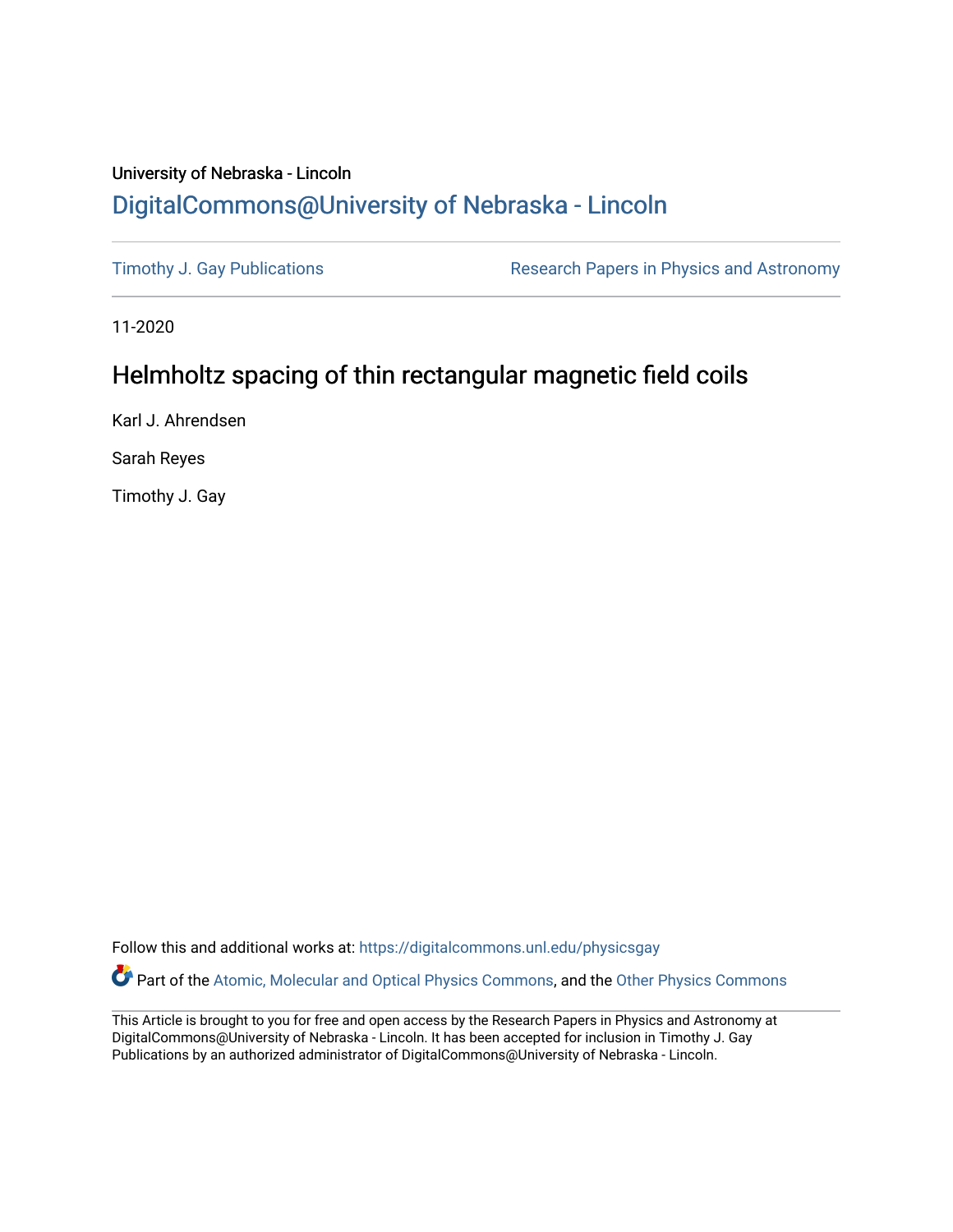University of Nebraska - Lincoln

## DigitalCommons@University of Nebraska - Lincoln

Timothy J. Gay Publications

Research Papers in Physics and Astronomy

11-2020

# Helmholtz spacing of thin rectangular magnetic field coils

Karl J. Ahrendsen

Sarah Reyes

Timothy J. Gay

Follow this and additional works at: https://digitalcommons.unl.edu/physicsgay

Part of the Atomic, Molecular and Optical Physics Commons, and the Other Physics Commons

This Article is brought to you for free and open access by the Research Papers in Physics and Astronomy at DigitalCommons@University of Nebraska - Lincoln. It has been accepted for inclusion in Timothy J. Gay Publications by an authorized administrator of DigitalCommons@University of Nebraska - Lincoln.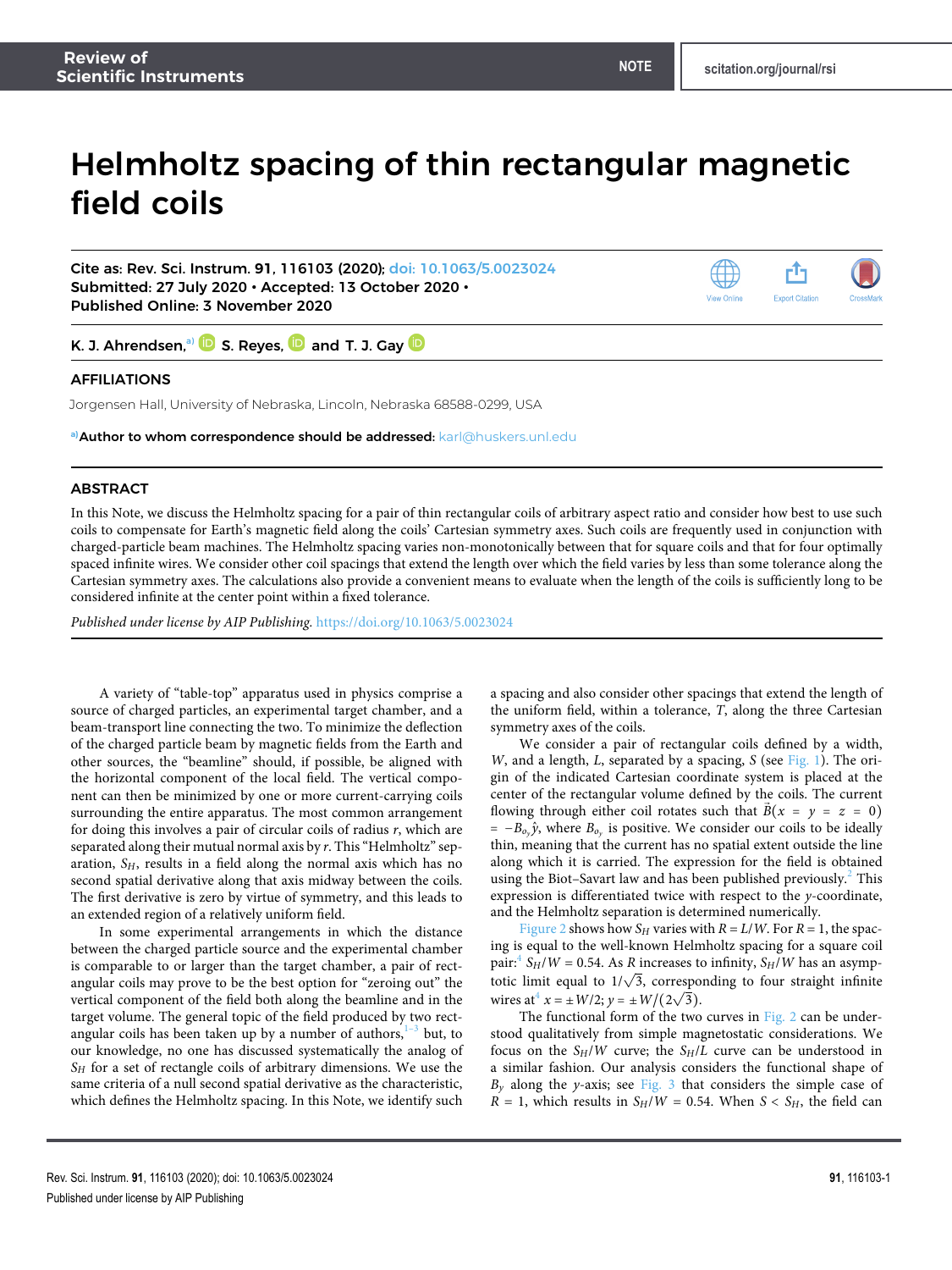Review of Scientific Instruments — NOTE — scitation.org/journal/rsi

# Helmholtz spacing of thin rectangular magnetic field coils

Cite as: Rev. Sci. Instrum. **91**, 116103 (2020); doi: 10.1063/5.0023024
Submitted: 27 July 2020 • Accepted: 13 October 2020 •
Published Online: 3 November 2020

K. J. Ahrendsen,[a] S. Reyes, and T. J. Gay

## AFFILIATIONS

Jorgensen Hall, University of Nebraska, Lincoln, Nebraska 68588-0299, USA

[a] **Author to whom correspondence should be addressed:** karl@huskers.unl.edu

## ABSTRACT

In this Note, we discuss the Helmholtz spacing for a pair of thin rectangular coils of arbitrary aspect ratio and consider how best to use such coils to compensate for Earth's magnetic field along the coils' Cartesian symmetry axes. Such coils are frequently used in conjunction with charged-particle beam machines. The Helmholtz spacing varies non-monotonically between that for square coils and that for four optimally spaced infinite wires. We consider other coil spacings that extend the length over which the field varies by less than some tolerance along the Cartesian symmetry axes. The calculations also provide a convenient means to evaluate when the length of the coils is sufficiently long to be considered infinite at the center point within a fixed tolerance.

*Published under license by AIP Publishing.* https://doi.org/10.1063/5.0023024

A variety of "table-top" apparatus used in physics comprise a source of charged particles, an experimental target chamber, and a beam-transport line connecting the two. To minimize the deflection of the charged particle beam by magnetic fields from the Earth and other sources, the "beamline" should, if possible, be aligned with the horizontal component of the local field. The vertical component can then be minimized by one or more current-carrying coils surrounding the entire apparatus. The most common arrangement for doing this involves a pair of circular coils of radius $r$, which are separated along their mutual normal axis by $r$. This "Helmholtz" separation, $S_H$, results in a field along the normal axis which has no second spatial derivative along that axis midway between the coils. The first derivative is zero by virtue of symmetry, and this leads to an extended region of a relatively uniform field.

In some experimental arrangements in which the distance between the charged particle source and the experimental chamber is comparable to or larger than the target chamber, a pair of rectangular coils may prove to be the best option for "zeroing out" the vertical component of the field both along the beamline and in the target volume. The general topic of the field produced by two rectangular coils has been taken up by a number of authors,[1–3] but, to our knowledge, no one has discussed systematically the analog of $S_H$ for a set of rectangle coils of arbitrary dimensions. We use the same criteria of a null second spatial derivative as the characteristic, which defines the Helmholtz spacing. In this Note, we identify such a spacing and also consider other spacings that extend the length of the uniform field, within a tolerance, $T$, along the three Cartesian symmetry axes of the coils.

We consider a pair of rectangular coils defined by a width, $W$, and a length, $L$, separated by a spacing, $S$ (see Fig. 1). The origin of the indicated Cartesian coordinate system is placed at the center of the rectangular volume defined by the coils. The current flowing through either coil rotates such that $\vec{B}(x = y = z = 0) = -B_{o_y}\hat{y}$, where $B_{o_y}$ is positive. We consider our coils to be ideally thin, meaning that the current has no spatial extent outside the line along which it is carried. The expression for the field is obtained using the Biot–Savart law and has been published previously.[2] This expression is differentiated twice with respect to the $y$-coordinate, and the Helmholtz separation is determined numerically.

Figure 2 shows how $S_H$ varies with $R = L/W$. For $R = 1$, the spacing is equal to the well-known Helmholtz spacing for a square coil pair:[4] $S_H/W = 0.54$. As $R$ increases to infinity, $S_H/W$ has an asymptotic limit equal to $1/\sqrt{3}$, corresponding to four straight infinite wires at[4] $x = \pm W/2$; $y = \pm W/(2\sqrt{3})$.

The functional form of the two curves in Fig. 2 can be understood qualitatively from simple magnetostatic considerations. We focus on the $S_H/W$ curve; the $S_H/L$ curve can be understood in a similar fashion. Our analysis considers the functional shape of $B_y$ along the $y$-axis; see Fig. 3 that considers the simple case of $R = 1$, which results in $S_H/W = 0.54$. When $S < S_H$, the field can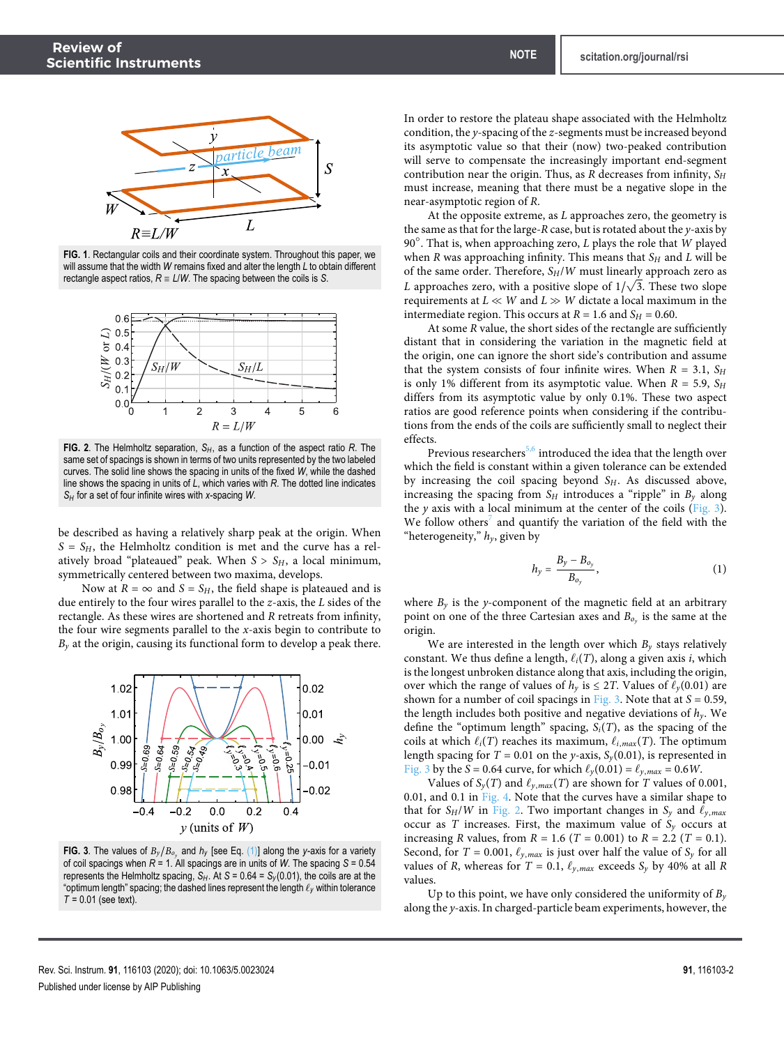FIG. 1. Rectangular coils and their coordinate system. Throughout this paper, we will assume that the width $W$ remains fixed and alter the length $L$ to obtain different rectangle aspect ratios, $R \equiv L/W$. The spacing between the coils is $S$.

FIG. 2. The Helmholtz separation, $S_H$, as a function of the aspect ratio $R$. The same set of spacings is shown in terms of two units represented by the two labeled curves. The solid line shows the spacing in units of the fixed $W$, while the dashed line shows the spacing in units of $L$, which varies with $R$. The dotted line indicates $S_H$ for a set of four infinite wires with $x$-spacing $W$.

be described as having a relatively sharp peak at the origin. When $S = S_H$, the Helmholtz condition is met and the curve has a relatively broad "plateaued" peak. When $S > S_H$, a local minimum, symmetrically centered between two maxima, develops.

Now at $R = \infty$ and $S = S_H$, the field shape is plateaued and is due entirely to the four wires parallel to the $z$-axis, the $L$ sides of the rectangle. As these wires are shortened and $R$ retreats from infinity, the four wire segments parallel to the $x$-axis begin to contribute to $B_y$ at the origin, causing its functional form to develop a peak there.

FIG. 3. The values of $B_y/B_{o_y}$ and $h_y$ [see Eq. (1)] along the $y$-axis for a variety of coil spacings when $R = 1$. All spacings are in units of $W$. The spacing $S = 0.54$ represents the Helmholtz spacing, $S_H$. At $S = 0.64 = S_y(0.01)$, the coils are at the "optimum length" spacing; the dashed lines represent the length $\ell_y$ within tolerance $T = 0.01$ (see text).

In order to restore the plateau shape associated with the Helmholtz condition, the $y$-spacing of the $z$-segments must be increased beyond its asymptotic value so that their (now) two-peaked contribution will serve to compensate the increasingly important end-segment contribution near the origin. Thus, as $R$ decreases from infinity, $S_H$ must increase, meaning that there must be a negative slope in the near-asymptotic region of $R$.

At the opposite extreme, as $L$ approaches zero, the geometry is the same as that for the large-$R$ case, but is rotated about the $y$-axis by 90°. That is, when approaching zero, $L$ plays the role that $W$ played when $R$ was approaching infinity. This means that $S_H$ and $L$ will be of the same order. Therefore, $S_H/W$ must linearly approach zero as $L$ approaches zero, with a positive slope of $1/\sqrt{3}$. These two slope requirements at $L \ll W$ and $L \gg W$ dictate a local maximum in the intermediate region. This occurs at $R = 1.6$ and $S_H = 0.60$.

At some $R$ value, the short sides of the rectangle are sufficiently distant that in considering the variation in the magnetic field at the origin, one can ignore the short side's contribution and assume that the system consists of four infinite wires. When $R = 3.1$, $S_H$ is only 1% different from its asymptotic value. When $R = 5.9$, $S_H$ differs from its asymptotic value by only 0.1%. These two aspect ratios are good reference points when considering if the contributions from the ends of the coils are sufficiently small to neglect their effects.

Previous researchers[5,6] introduced the idea that the length over which the field is constant within a given tolerance can be extended by increasing the coil spacing beyond $S_H$. As discussed above, increasing the spacing from $S_H$ introduces a "ripple" in $B_y$ along the $y$ axis with a local minimum at the center of the coils (Fig. 3). We follow others[7] and quantify the variation of the field with the "heterogeneity," $h_y$, given by

$$h_y = \frac{B_y - B_{o_y}}{B_{o_y}}, \tag{1}$$

where $B_y$ is the $y$-component of the magnetic field at an arbitrary point on one of the three Cartesian axes and $B_{o_y}$ is the same at the origin.

We are interested in the length over which $B_y$ stays relatively constant. We thus define a length, $\ell_i(T)$, along a given axis $i$, which is the longest unbroken distance along that axis, including the origin, over which the range of values of $h_y$ is $\leq 2T$. Values of $\ell_y(0.01)$ are shown for a number of coil spacings in Fig. 3. Note that at $S = 0.59$, the length includes both positive and negative deviations of $h_y$. We define the "optimum length" spacing, $S_i(T)$, as the spacing of the coils at which $\ell_i(T)$ reaches its maximum, $\ell_{i,max}(T)$. The optimum length spacing for $T = 0.01$ on the $y$-axis, $S_y(0.01)$, is represented in Fig. 3 by the $S = 0.64$ curve, for which $\ell_y(0.01) = \ell_{y,max} = 0.6W$.

Values of $S_y(T)$ and $\ell_{y,max}(T)$ are shown for $T$ values of 0.001, 0.01, and 0.1 in Fig. 4. Note that the curves have a similar shape to that for $S_H/W$ in Fig. 2. Two important changes in $S_y$ and $\ell_{y,max}$ occur as $T$ increases. First, the maximum value of $S_y$ occurs at increasing $R$ values, from $R = 1.6$ ($T = 0.001$) to $R = 2.2$ ($T = 0.1$). Second, for $T = 0.001$, $\ell_{y,max}$ is just over half the value of $S_y$ for all values of $R$, whereas for $T = 0.1$, $\ell_{y,max}$ exceeds $S_y$ by 40% at all $R$ values.

Up to this point, we have only considered the uniformity of $B_y$ along the $y$-axis. In charged-particle beam experiments, however, the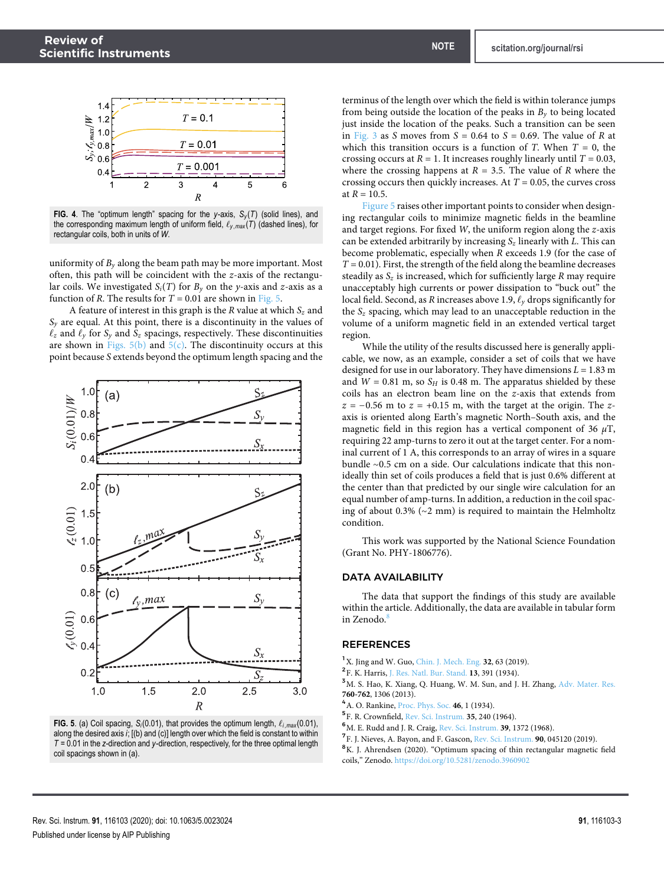1.4
1.2
1.0
0.8
0.6
0.4
$S_y;\ell_{y,max}/W$
$T = 0.1$
$T = 0.01$
$T = 0.001$
1 2 3 4 5 6
$R$

**FIG. 4.** The "optimum length" spacing for the *y*-axis, $S_y(T)$ (solid lines), and the corresponding maximum length of uniform field, $\ell_{y,max}(T)$ (dashed lines), for rectangular coils, both in units of $W$.

uniformity of $B_y$ along the beam path may be more important. Most often, this path will be coincident with the *z*-axis of the rectangular coils. We investigated $S_i(T)$ for $B_y$ on the *y*-axis and *z*-axis as a function of $R$. The results for $T = 0.01$ are shown in Fig. 5.

A feature of interest in this graph is the $R$ value at which $S_z$ and $S_y$ are equal. At this point, there is a discontinuity in the values of $\ell_z$ and $\ell_y$ for $S_y$ and $S_z$ spacings, respectively. These discontinuities are shown in Figs. 5(b) and 5(c). The discontinuity occurs at this point because $S$ extends beyond the optimum length spacing and the terminus of the length over which the field is within tolerance jumps from being outside the location of the peaks in $B_y$ to being located just inside the location of the peaks. Such a transition can be seen in Fig. 3 as $S$ moves from $S = 0.64$ to $S = 0.69$. The value of $R$ at which this transition occurs is a function of $T$. When $T = 0$, the crossing occurs at $R = 1$. It increases roughly linearly until $T = 0.03$, where the crossing happens at $R = 3.5$. The value of $R$ where the crossing occurs then quickly increases. At $T = 0.05$, the curves cross at $R = 10.5$.

(a)
$S_i(0.01)/W$
1.0
0.8
0.6
0.4
$S_z$
$S_y$
$S_x$

(b)
$\ell_z(0.01)$
2.0
1.5
1.0
0.5
$\ell_z,max$
$S_z$
$S_y$
$S_x$

(c)
$\ell_y(0.01)$
0.8
0.6
0.4
0.2
$\ell_y,max$
$S_y$
$S_x$
$S_z$
1.0 1.5 2.0 2.5 3.0
$R$

**FIG. 5.** (a) Coil spacing, $S_i(0.01)$, that provides the optimum length, $\ell_{i,max}(0.01)$, along the desired axis $i$; [(b) and (c)] length over which the field is constant to within $T = 0.01$ in the *z*-direction and *y*-direction, respectively, for the three optimal length coil spacings shown in (a).

Figure 5 raises other important points to consider when designing rectangular coils to minimize magnetic fields in the beamline and target regions. For fixed $W$, the uniform region along the *z*-axis can be extended arbitrarily by increasing $S_z$ linearly with $L$. This can become problematic, especially when $R$ exceeds 1.9 (for the case of $T = 0.01$). First, the strength of the field along the beamline decreases steadily as $S_z$ is increased, which for sufficiently large $R$ may require unacceptably high currents or power dissipation to "buck out" the local field. Second, as $R$ increases above 1.9, $\ell_y$ drops significantly for the $S_z$ spacing, which may lead to an unacceptable reduction in the volume of a uniform magnetic field in an extended vertical target region.

While the utility of the results discussed here is generally applicable, we now, as an example, consider a set of coils that we have designed for use in our laboratory. They have dimensions $L = 1.83$ m and $W = 0.81$ m, so $S_H$ is 0.48 m. The apparatus shielded by these coils has an electron beam line on the *z*-axis that extends from $z = -0.56$ m to $z = +0.15$ m, with the target at the origin. The *z*-axis is oriented along Earth's magnetic North–South axis, and the magnetic field in this region has a vertical component of 36 $\mu$T, requiring 22 amp-turns to zero it out at the target center. For a nominal current of 1 A, this corresponds to an array of wires in a square bundle ~0.5 cm on a side. Our calculations indicate that this non-ideally thin set of coils produces a field that is just 0.6% different at the center than that predicted by our single wire calculation for an equal number of amp-turns. In addition, a reduction in the coil spacing of about 0.3% (~2 mm) is required to maintain the Helmholtz condition.

This work was supported by the National Science Foundation (Grant No. PHY-1806776).

## DATA AVAILABILITY

The data that support the findings of this study are available within the article. Additionally, the data are available in tabular form in Zenodo.[8]

## REFERENCES

[1] X. Jing and W. Guo, Chin. J. Mech. Eng. **32**, 63 (2019).
[2] F. K. Harris, J. Res. Natl. Bur. Stand. **13**, 391 (1934).
[3] M. S. Hao, K. Xiang, Q. Huang, W. M. Sun, and J. H. Zhang, Adv. Mater. Res. **760-762**, 1306 (2013).
[4] A. O. Rankine, Proc. Phys. Soc. **46**, 1 (1934).
[5] F. R. Crownfield, Rev. Sci. Instrum. **35**, 240 (1964).
[6] M. E. Rudd and J. R. Craig, Rev. Sci. Instrum. **39**, 1372 (1968).
[7] F. J. Nieves, A. Bayon, and F. Gascon, Rev. Sci. Instrum. **90**, 045120 (2019).
[8] K. J. Ahrendsen (2020). "Optimum spacing of thin rectangular magnetic field coils," Zenodo. https://doi.org/10.5281/zenodo.3960902